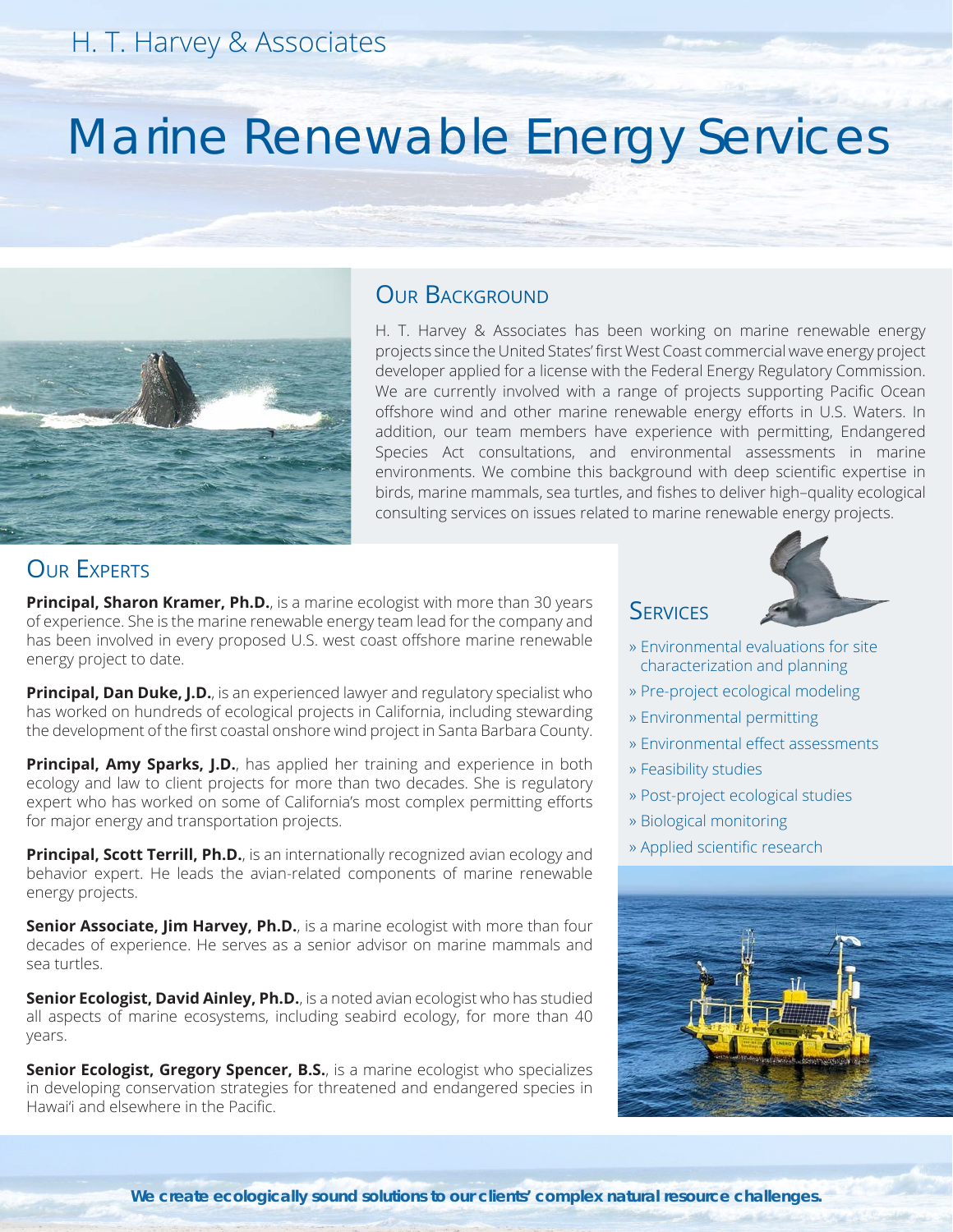H. T. Harvey & Associates

# Marine Renewable Energy Services

## Our Background

H. T. Harvey & Associates has been working on marine renewable energy projects since the United States' first West Coast commercial wave energy project developer applied for a license with the Federal Energy Regulatory Commission. We are currently involved with a range of projects supporting Pacific Ocean offshore wind and other marine renewable energy efforts in U.S. Waters. In addition, our team members have experience with permitting, Endangered Species Act consultations, and environmental assessments in marine environments. We combine this background with deep scientific expertise in birds, marine mammals, sea turtles, and fishes to deliver high–quality ecological consulting services on issues related to marine renewable energy projects.

## Our Experts

**Principal, Sharon Kramer, Ph.D.**, is a marine ecologist with more than 30 years of experience. She is the marine renewable energy team lead for the company and has been involved in every proposed U.S. west coast offshore marine renewable energy project to date.

**Principal, Dan Duke, J.D.**, is an experienced lawyer and regulatory specialist who has worked on hundreds of ecological projects in California, including stewarding the development of the first coastal onshore wind project in Santa Barbara County.

**Principal, Amy Sparks, J.D.**, has applied her training and experience in both ecology and law to client projects for more than two decades. She is regulatory expert who has worked on some of California's most complex permitting efforts for major energy and transportation projects.

**Principal, Scott Terrill, Ph.D.**, is an internationally recognized avian ecology and behavior expert. He leads the avian-related components of marine renewable energy projects.

**Senior Associate, Jim Harvey, Ph.D.**, is a marine ecologist with more than four decades of experience. He serves as a senior advisor on marine mammals and sea turtles.

**Senior Ecologist, David Ainley, Ph.D.**, is a noted avian ecologist who has studied all aspects of marine ecosystems, including seabird ecology, for more than 40 years.

**Senior Ecologist, Gregory Spencer, B.S.**, is a marine ecologist who specializes in developing conservation strategies for threatened and endangered species in Hawai'i and elsewhere in the Pacific.

## Services

» Environmental evaluations for site characterization and planning

» Pre-project ecological modeling

» Environmental permitting

» Environmental effect assessments

» Feasibility studies

» Post-project ecological studies

» Biological monitoring

» Applied scientific research

***We create ecologically sound solutions to our clients' complex natural resource challenges.***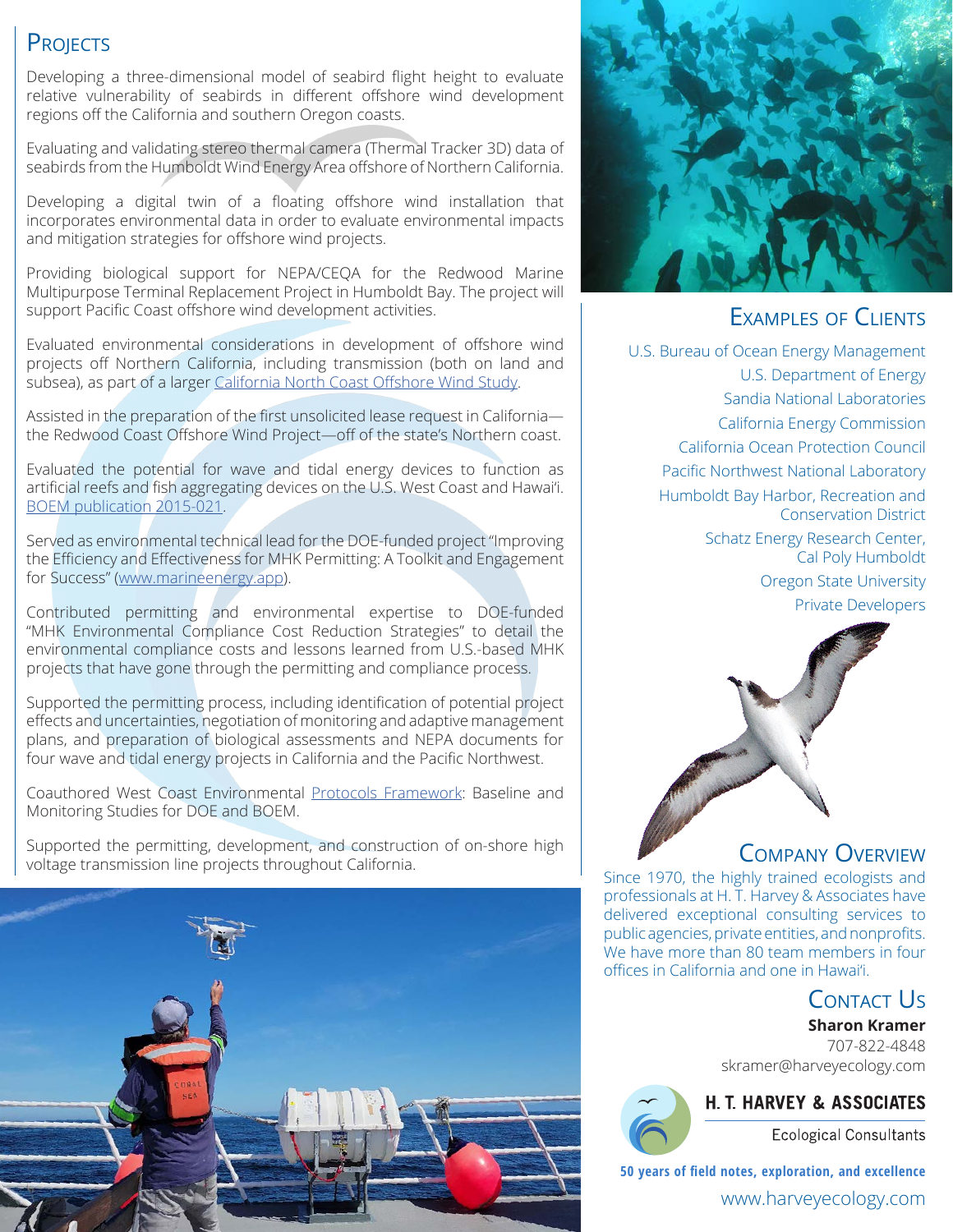## Projects

Developing a three-dimensional model of seabird flight height to evaluate relative vulnerability of seabirds in different offshore wind development regions off the California and southern Oregon coasts.

Evaluating and validating stereo thermal camera (Thermal Tracker 3D) data of seabirds from the Humboldt Wind Energy Area offshore of Northern California.

Developing a digital twin of a floating offshore wind installation that incorporates environmental data in order to evaluate environmental impacts and mitigation strategies for offshore wind projects.

Providing biological support for NEPA/CEQA for the Redwood Marine Multipurpose Terminal Replacement Project in Humboldt Bay. The project will support Pacific Coast offshore wind development activities.

Evaluated environmental considerations in development of offshore wind projects off Northern California, including transmission (both on land and subsea), as part of a larger California North Coast Offshore Wind Study.

Assisted in the preparation of the first unsolicited lease request in California—the Redwood Coast Offshore Wind Project—off of the state's Northern coast.

Evaluated the potential for wave and tidal energy devices to function as artificial reefs and fish aggregating devices on the U.S. West Coast and Hawai'i. BOEM publication 2015-021.

Served as environmental technical lead for the DOE-funded project "Improving the Efficiency and Effectiveness for MHK Permitting: A Toolkit and Engagement for Success" (www.marineenergy.app).

Contributed permitting and environmental expertise to DOE-funded "MHK Environmental Compliance Cost Reduction Strategies" to detail the environmental compliance costs and lessons learned from U.S.-based MHK projects that have gone through the permitting and compliance process.

Supported the permitting process, including identification of potential project effects and uncertainties, negotiation of monitoring and adaptive management plans, and preparation of biological assessments and NEPA documents for four wave and tidal energy projects in California and the Pacific Northwest.

Coauthored West Coast Environmental Protocols Framework: Baseline and Monitoring Studies for DOE and BOEM.

Supported the permitting, development, and construction of on-shore high voltage transmission line projects throughout California.

## Examples of Clients

- U.S. Bureau of Ocean Energy Management
- U.S. Department of Energy
- Sandia National Laboratories
- California Energy Commission
- California Ocean Protection Council
- Pacific Northwest National Laboratory
- Humboldt Bay Harbor, Recreation and Conservation District
- Schatz Energy Research Center, Cal Poly Humboldt
- Oregon State University
- Private Developers

## Company Overview

Since 1970, the highly trained ecologists and professionals at H. T. Harvey & Associates have delivered exceptional consulting services to public agencies, private entities, and nonprofits. We have more than 80 team members in four offices in California and one in Hawai'i.

## Contact Us

**Sharon Kramer**
707-822-4848
skramer@harveyecology.com

**H. T. HARVEY & ASSOCIATES**
Ecological Consultants

**50 years of field notes, exploration, and excellence**

www.harveyecology.com